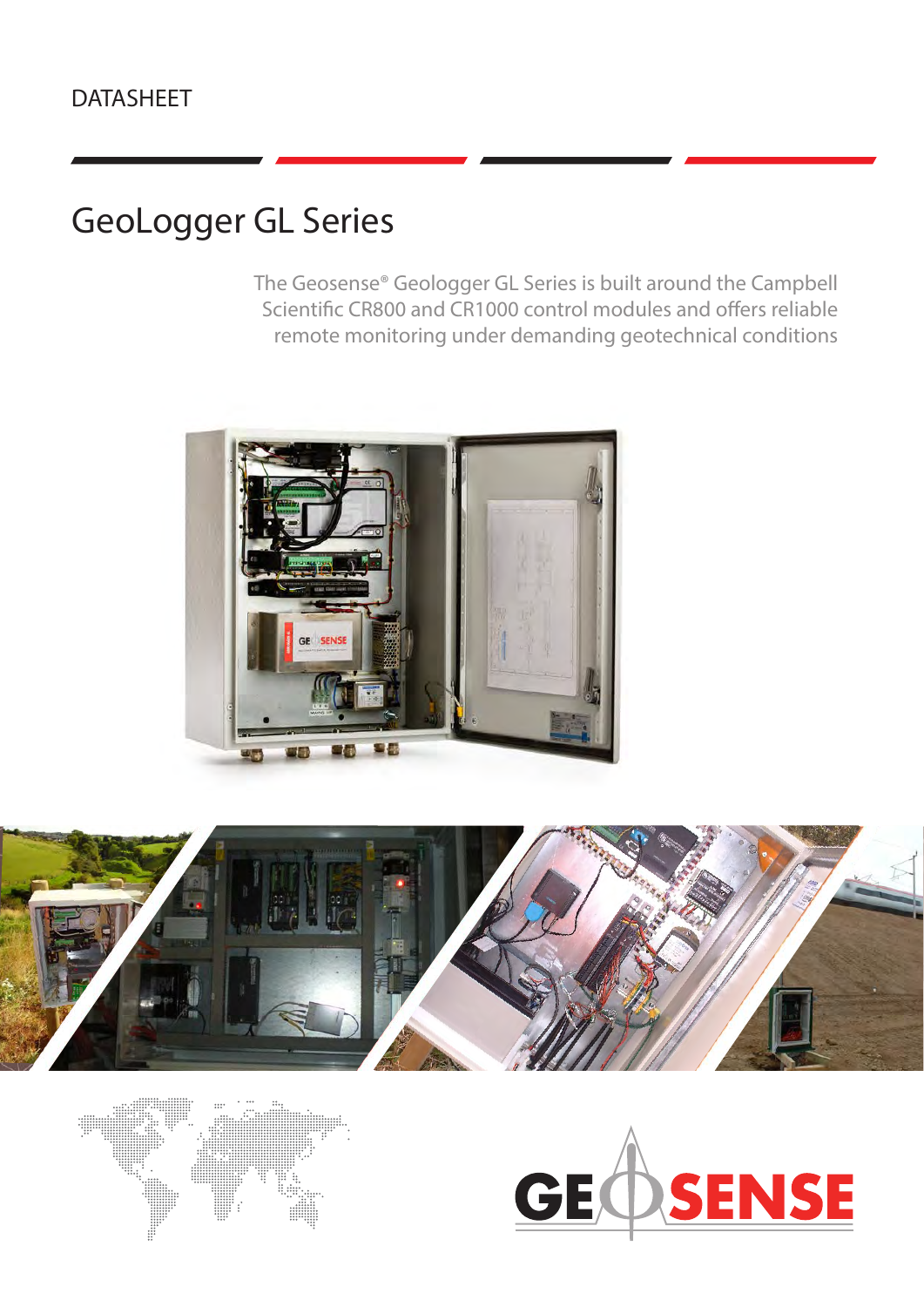DATASHEET

# GeoLogger GL Series

The Geosense® Geologger GL Series is built around the Campbell Scientific CR800 and CR1000 control modules and offers reliable remote monitoring under demanding geotechnical conditions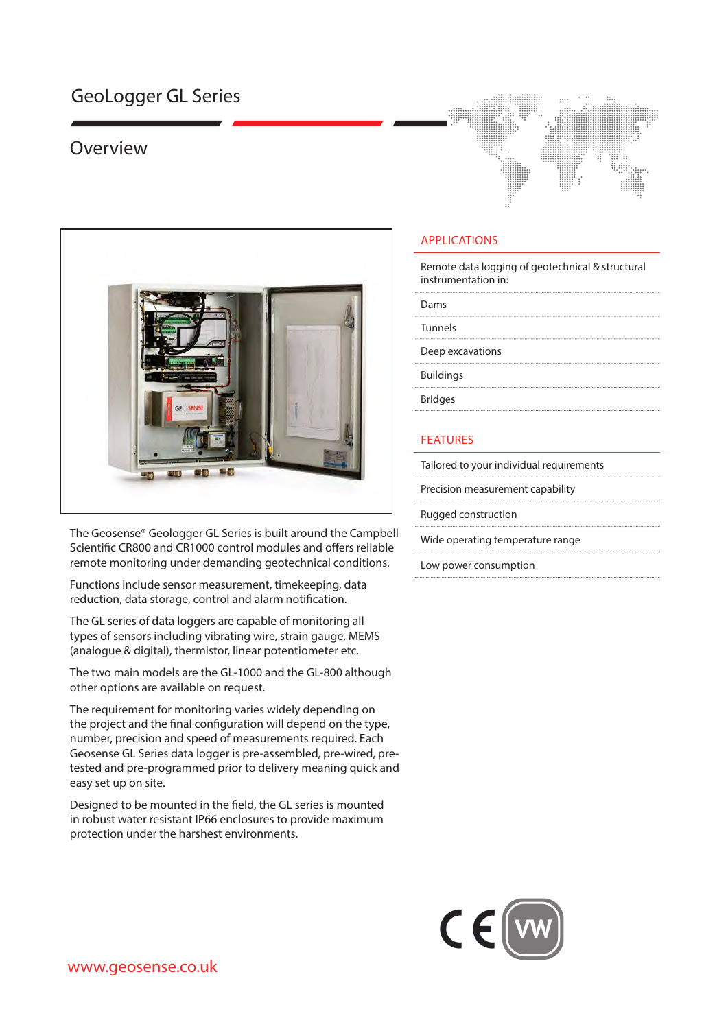# GeoLogger GL Series

## Overview

The Geosense® Geologger GL Series is built around the Campbell Scientific CR800 and CR1000 control modules and offers reliable remote monitoring under demanding geotechnical conditions.

Functions include sensor measurement, timekeeping, data reduction, data storage, control and alarm notification.

The GL series of data loggers are capable of monitoring all types of sensors including vibrating wire, strain gauge, MEMS (analogue & digital), thermistor, linear potentiometer etc.

The two main models are the GL-1000 and the GL-800 although other options are available on request.

The requirement for monitoring varies widely depending on the project and the final configuration will depend on the type, number, precision and speed of measurements required. Each Geosense GL Series data logger is pre-assembled, pre-wired, pre-tested and pre-programmed prior to delivery meaning quick and easy set up on site.

Designed to be mounted in the field, the GL series is mounted in robust water resistant IP66 enclosures to provide maximum protection under the harshest environments.

### APPLICATIONS

Remote data logging of geotechnical & structural instrumentation in:

- Dams
- Tunnels
- Deep excavations
- Buildings
- Bridges

### FEATURES

- Tailored to your individual requirements
- Precision measurement capability
- Rugged construction
- Wide operating temperature range
- Low power consumption

www.geosense.co.uk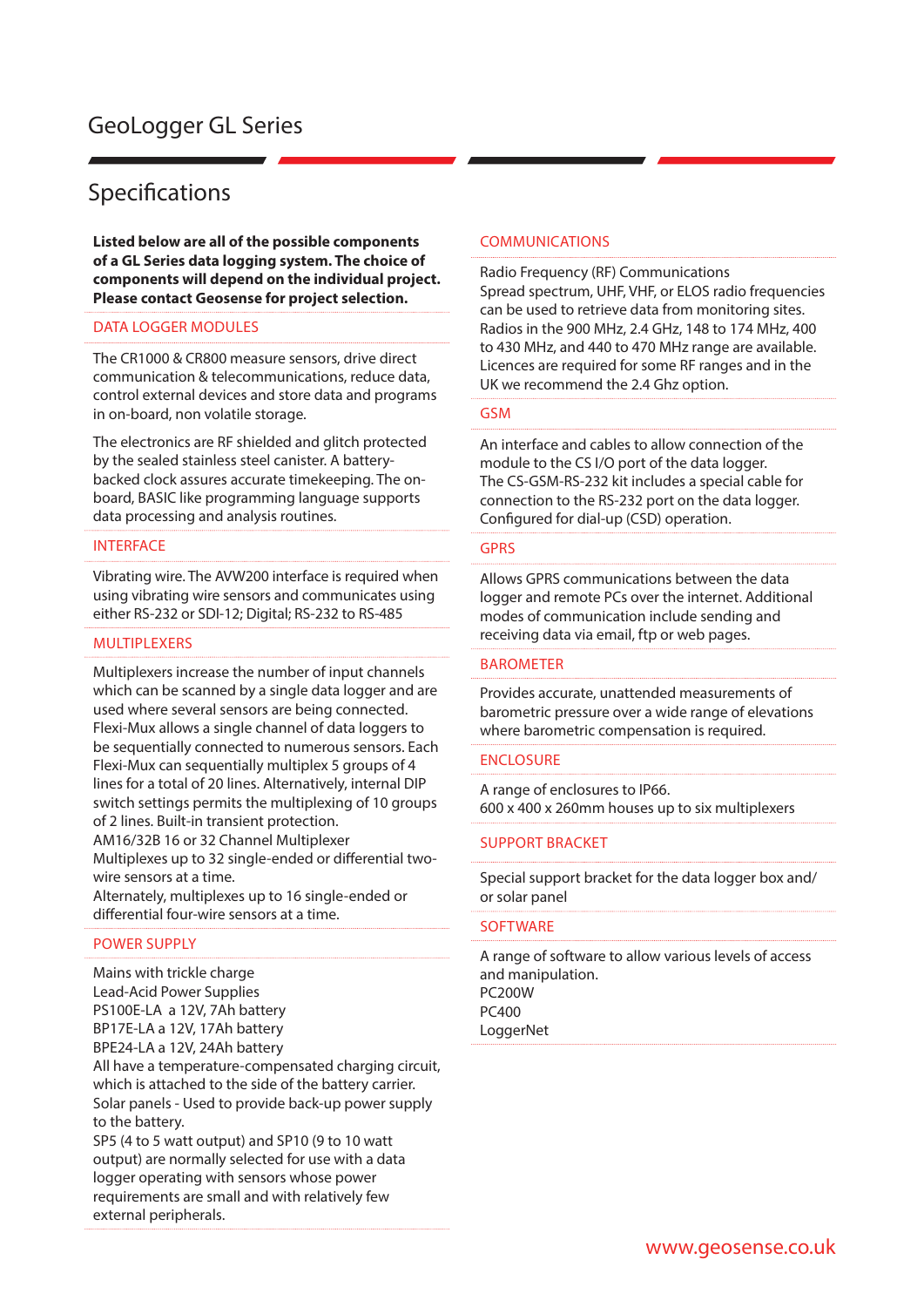# GeoLogger GL Series

## Specifications

**Listed below are all of the possible components of a GL Series data logging system. The choice of components will depend on the individual project. Please contact Geosense for project selection.**

### DATA LOGGER MODULES

The CR1000 & CR800 measure sensors, drive direct communication & telecommunications, reduce data, control external devices and store data and programs in on-board, non volatile storage.

The electronics are RF shielded and glitch protected by the sealed stainless steel canister. A battery-backed clock assures accurate timekeeping. The on-board, BASIC like programming language supports data processing and analysis routines.

### INTERFACE

Vibrating wire. The AVW200 interface is required when using vibrating wire sensors and communicates using either RS-232 or SDI-12; Digital; RS-232 to RS-485

### MULTIPLEXERS

Multiplexers increase the number of input channels which can be scanned by a single data logger and are used where several sensors are being connected.
Flexi-Mux allows a single channel of data loggers to be sequentially connected to numerous sensors. Each Flexi-Mux can sequentially multiplex 5 groups of 4 lines for a total of 20 lines. Alternatively, internal DIP switch settings permits the multiplexing of 10 groups of 2 lines. Built-in transient protection.
AM16/32B 16 or 32 Channel Multiplexer
Multiplexes up to 32 single-ended or differential two-wire sensors at a time.
Alternately, multiplexes up to 16 single-ended or differential four-wire sensors at a time.

### POWER SUPPLY

Mains with trickle charge
Lead-Acid Power Supplies
PS100E-LA a 12V, 7Ah battery
BP17E-LA a 12V, 17Ah battery
BPE24-LA a 12V, 24Ah battery
All have a temperature-compensated charging circuit, which is attached to the side of the battery carrier.
Solar panels - Used to provide back-up power supply to the battery.
SP5 (4 to 5 watt output) and SP10 (9 to 10 watt output) are normally selected for use with a data logger operating with sensors whose power requirements are small and with relatively few external peripherals.

### COMMUNICATIONS

Radio Frequency (RF) Communications
Spread spectrum, UHF, VHF, or ELOS radio frequencies can be used to retrieve data from monitoring sites. Radios in the 900 MHz, 2.4 GHz, 148 to 174 MHz, 400 to 430 MHz, and 440 to 470 MHz range are available. Licences are required for some RF ranges and in the UK we recommend the 2.4 Ghz option.

### GSM

An interface and cables to allow connection of the module to the CS I/O port of the data logger.
The CS-GSM-RS-232 kit includes a special cable for connection to the RS-232 port on the data logger. Configured for dial-up (CSD) operation.

### GPRS

Allows GPRS communications between the data logger and remote PCs over the internet. Additional modes of communication include sending and receiving data via email, ftp or web pages.

### BAROMETER

Provides accurate, unattended measurements of barometric pressure over a wide range of elevations where barometric compensation is required.

### ENCLOSURE

A range of enclosures to IP66.
600 x 400 x 260mm houses up to six multiplexers

### SUPPORT BRACKET

Special support bracket for the data logger box and/or solar panel

### SOFTWARE

A range of software to allow various levels of access and manipulation.
PC200W
PC400
LoggerNet

www.geosense.co.uk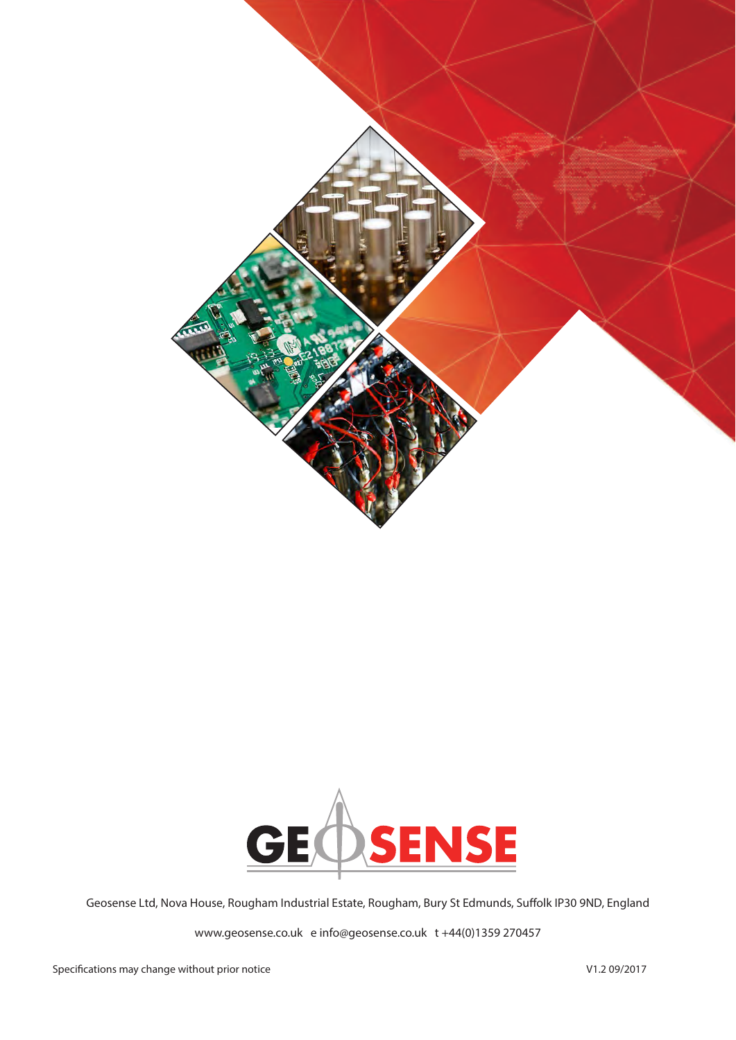GEOSENSE

Geosense Ltd, Nova House, Rougham Industrial Estate, Rougham, Bury St Edmunds, Suffolk IP30 9ND, England

www.geosense.co.uk e info@geosense.co.uk t +44(0)1359 270457

Specifications may change without prior notice

V1.2 09/2017